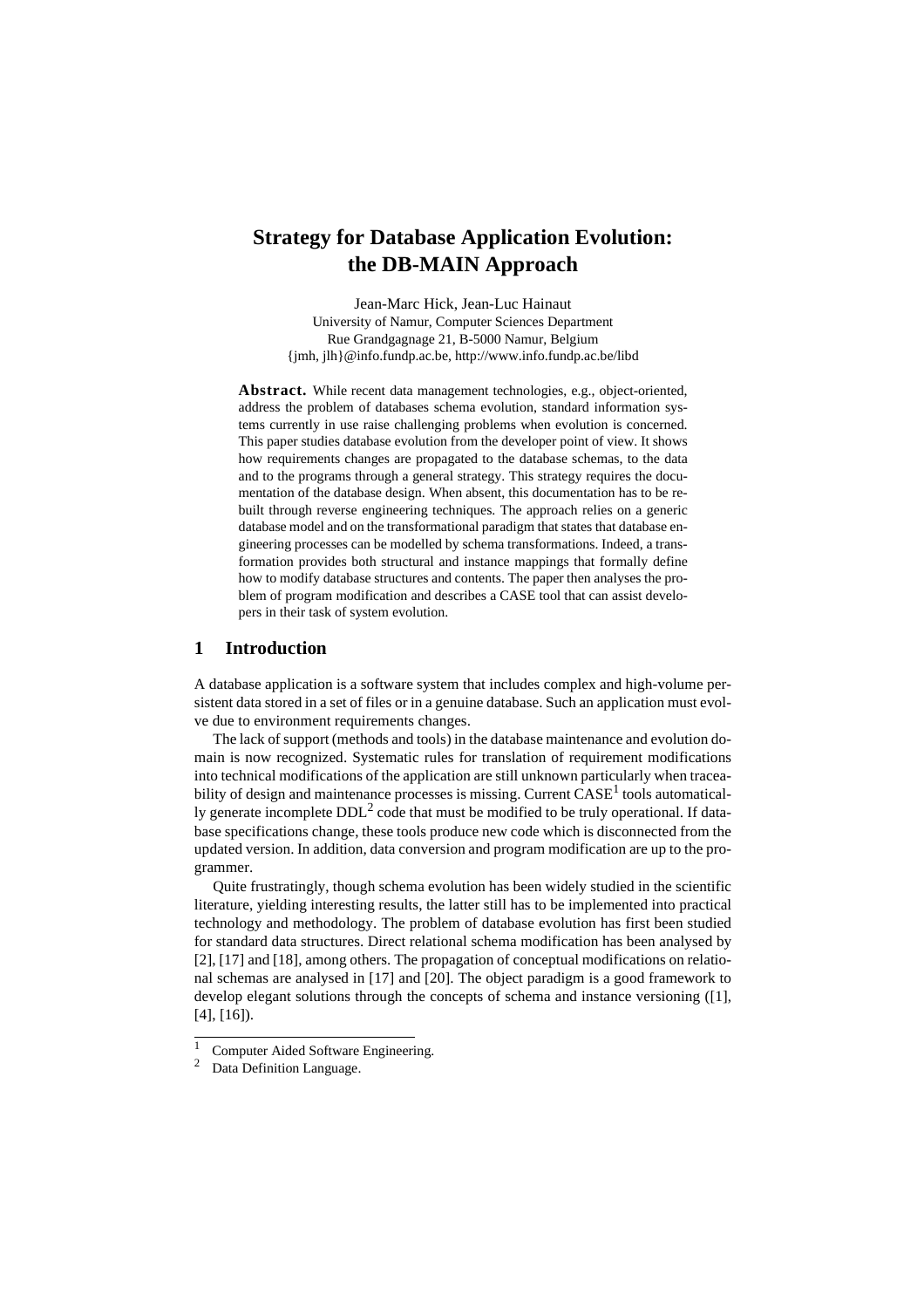# Strategy for Database Application Evolution: the DB-MAIN Approach

Jean-Marc Hick, Jean-Luc Hainaut
University of Namur, Computer Sciences Department
Rue Grandgagnage 21, B-5000 Namur, Belgium
{jmh, jlh}@info.fundp.ac.be, http://www.info.fundp.ac.be/libd

**Abstract.** While recent data management technologies, e.g., object-oriented, address the problem of databases schema evolution, standard information systems currently in use raise challenging problems when evolution is concerned. This paper studies database evolution from the developer point of view. It shows how requirements changes are propagated to the database schemas, to the data and to the programs through a general strategy. This strategy requires the documentation of the database design. When absent, this documentation has to be rebuilt through reverse engineering techniques. The approach relies on a generic database model and on the transformational paradigm that states that database engineering processes can be modelled by schema transformations. Indeed, a transformation provides both structural and instance mappings that formally define how to modify database structures and contents. The paper then analyses the problem of program modification and describes a CASE tool that can assist developers in their task of system evolution.

## 1 Introduction

A database application is a software system that includes complex and high-volume persistent data stored in a set of files or in a genuine database. Such an application must evolve due to environment requirements changes.

The lack of support (methods and tools) in the database maintenance and evolution domain is now recognized. Systematic rules for translation of requirement modifications into technical modifications of the application are still unknown particularly when traceability of design and maintenance processes is missing. Current CASE[1] tools automatically generate incomplete DDL[2] code that must be modified to be truly operational. If database specifications change, these tools produce new code which is disconnected from the updated version. In addition, data conversion and program modification are up to the programmer.

Quite frustratingly, though schema evolution has been widely studied in the scientific literature, yielding interesting results, the latter still has to be implemented into practical technology and methodology. The problem of database evolution has first been studied for standard data structures. Direct relational schema modification has been analysed by [2], [17] and [18], among others. The propagation of conceptual modifications on relational schemas are analysed in [17] and [20]. The object paradigm is a good framework to develop elegant solutions through the concepts of schema and instance versioning ([1], [4], [16]).

---

[1] Computer Aided Software Engineering.

[2] Data Definition Language.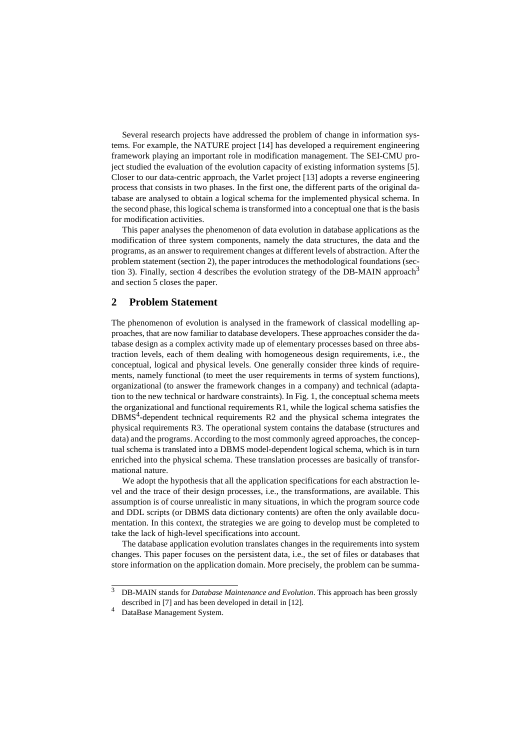Several research projects have addressed the problem of change in information systems. For example, the NATURE project [14] has developed a requirement engineering framework playing an important role in modification management. The SEI-CMU project studied the evaluation of the evolution capacity of existing information systems [5]. Closer to our data-centric approach, the Varlet project [13] adopts a reverse engineering process that consists in two phases. In the first one, the different parts of the original database are analysed to obtain a logical schema for the implemented physical schema. In the second phase, this logical schema is transformed into a conceptual one that is the basis for modification activities.

This paper analyses the phenomenon of data evolution in database applications as the modification of three system components, namely the data structures, the data and the programs, as an answer to requirement changes at different levels of abstraction. After the problem statement (section 2), the paper introduces the methodological foundations (section 3). Finally, section 4 describes the evolution strategy of the DB-MAIN approach[3] and section 5 closes the paper.

## 2 Problem Statement

The phenomenon of evolution is analysed in the framework of classical modelling approaches, that are now familiar to database developers. These approaches consider the database design as a complex activity made up of elementary processes based on three abstraction levels, each of them dealing with homogeneous design requirements, i.e., the conceptual, logical and physical levels. One generally consider three kinds of requirements, namely functional (to meet the user requirements in terms of system functions), organizational (to answer the framework changes in a company) and technical (adaptation to the new technical or hardware constraints). In Fig. 1, the conceptual schema meets the organizational and functional requirements R1, while the logical schema satisfies the DBMS[4]-dependent technical requirements R2 and the physical schema integrates the physical requirements R3. The operational system contains the database (structures and data) and the programs. According to the most commonly agreed approaches, the conceptual schema is translated into a DBMS model-dependent logical schema, which is in turn enriched into the physical schema. These translation processes are basically of transformational nature.

We adopt the hypothesis that all the application specifications for each abstraction level and the trace of their design processes, i.e., the transformations, are available. This assumption is of course unrealistic in many situations, in which the program source code and DDL scripts (or DBMS data dictionary contents) are often the only available documentation. In this context, the strategies we are going to develop must be completed to take the lack of high-level specifications into account.

The database application evolution translates changes in the requirements into system changes. This paper focuses on the persistent data, i.e., the set of files or databases that store information on the application domain. More precisely, the problem can be summa-

---

[3] DB-MAIN stands for *Database Maintenance and Evolution*. This approach has been grossly described in [7] and has been developed in detail in [12].

[4] DataBase Management System.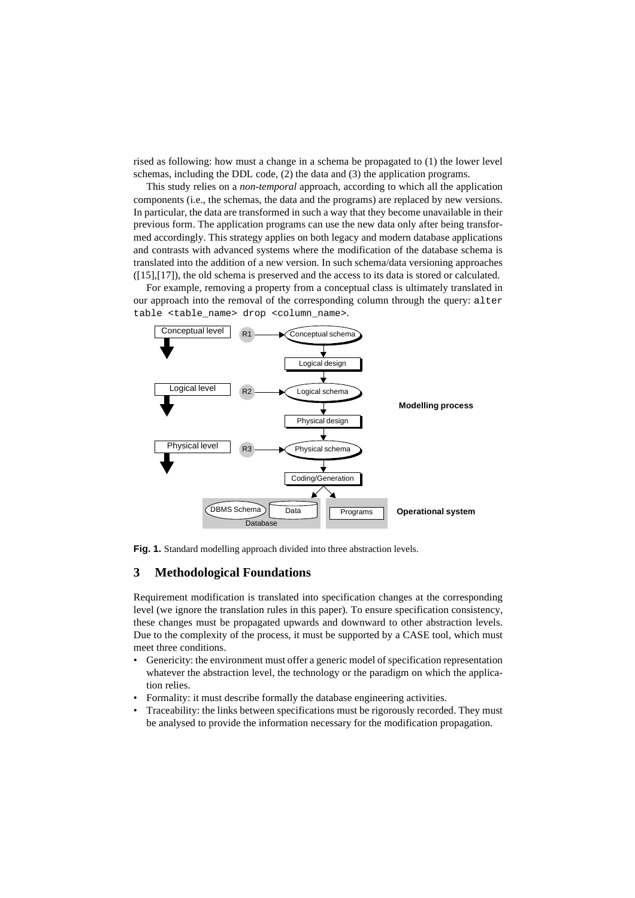rised as following: how must a change in a schema be propagated to (1) the lower level schemas, including the DDL code, (2) the data and (3) the application programs.

This study relies on a *non-temporal* approach, according to which all the application components (i.e., the schemas, the data and the programs) are replaced by new versions. In particular, the data are transformed in such a way that they become unavailable in their previous form. The application programs can use the new data only after being transformed accordingly. This strategy applies on both legacy and modern database applications and contrasts with advanced systems where the modification of the database schema is translated into the addition of a new version. In such schema/data versioning approaches ([15],[17]), the old schema is preserved and the access to its data is stored or calculated.

For example, removing a property from a conceptual class is ultimately translated in our approach into the removal of the corresponding column through the query: `alter table <table_name> drop <column_name>`.

**Fig. 1.** Standard modelling approach divided into three abstraction levels.

## 3 Methodological Foundations

Requirement modification is translated into specification changes at the corresponding level (we ignore the translation rules in this paper). To ensure specification consistency, these changes must be propagated upwards and downward to other abstraction levels. Due to the complexity of the process, it must be supported by a CASE tool, which must meet three conditions.

- Genericity: the environment must offer a generic model of specification representation whatever the abstraction level, the technology or the paradigm on which the application relies.
- Formality: it must describe formally the database engineering activities.
- Traceability: the links between specifications must be rigorously recorded. They must be analysed to provide the information necessary for the modification propagation.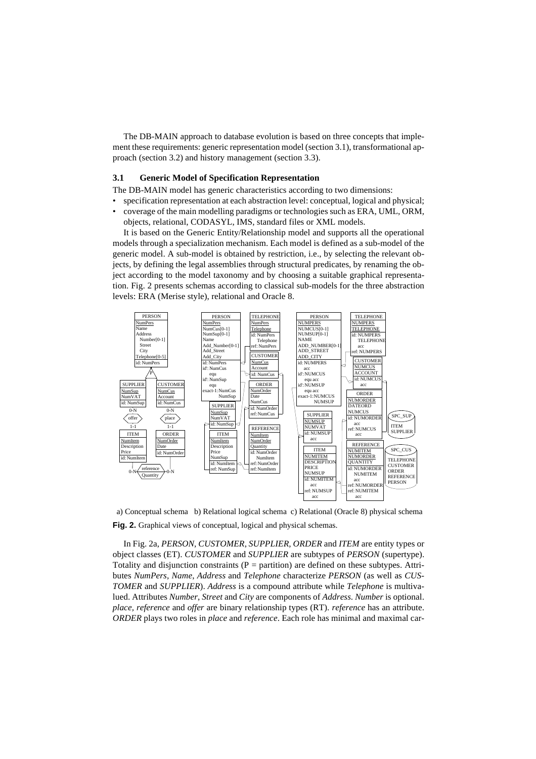The DB-MAIN approach to database evolution is based on three concepts that implement these requirements: generic representation model (section 3.1), transformational approach (section 3.2) and history management (section 3.3).

### 3.1 Generic Model of Specification Representation

The DB-MAIN model has generic characteristics according to two dimensions:

- specification representation at each abstraction level: conceptual, logical and physical;
- coverage of the main modelling paradigms or technologies such as ERA, UML, ORM, objects, relational, CODASYL, IMS, standard files or XML models.

It is based on the Generic Entity/Relationship model and supports all the operational models through a specialization mechanism. Each model is defined as a sub-model of the generic model. A sub-model is obtained by restriction, i.e., by selecting the relevant objects, by defining the legal assemblies through structural predicates, by renaming the object according to the model taxonomy and by choosing a suitable graphical representation. Fig. 2 presents schemas according to classical sub-models for the three abstraction levels: ERA (Merise style), relational and Oracle 8.

a) Conceptual schema b) Relational logical schema c) Relational (Oracle 8) physical schema

**Fig. 2.** Graphical views of conceptual, logical and physical schemas.

In Fig. 2a, *PERSON*, *CUSTOMER*, *SUPPLIER*, *ORDER* and *ITEM* are entity types or object classes (ET). *CUSTOMER* and *SUPPLIER* are subtypes of *PERSON* (supertype). Totality and disjunction constraints (P = partition) are defined on these subtypes. Attributes *NumPers*, *Name*, *Address* and *Telephone* characterize *PERSON* (as well as *CUSTOMER* and *SUPPLIER*). *Address* is a compound attribute while *Telephone* is multivalued. Attributes *Number*, *Street* and *City* are components of *Address*. *Number* is optional. *place*, *reference* and *offer* are binary relationship types (RT). *reference* has an attribute. *ORDER* plays two roles in *place* and *reference*. Each role has minimal and maximal car-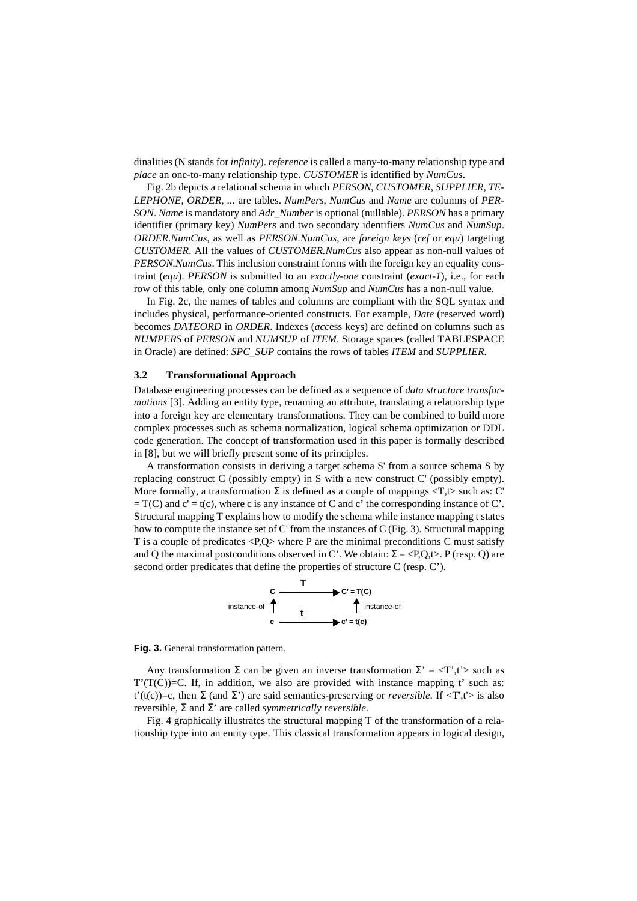dinalities (N stands for *infinity*). *reference* is called a many-to-many relationship type and *place* an one-to-many relationship type. *CUSTOMER* is identified by *NumCus*.

Fig. 2b depicts a relational schema in which *PERSON*, *CUSTOMER*, *SUPPLIER*, *TELEPHONE*, *ORDER*, ... are tables. *NumPers*, *NumCus* and *Name* are columns of *PERSON*. *Name* is mandatory and *Adr_Number* is optional (nullable). *PERSON* has a primary identifier (primary key) *NumPers* and two secondary identifiers *NumCus* and *NumSup*. *ORDER.NumCus*, as well as *PERSON.NumCus*, are *foreign keys* (*ref* or *equ*) targeting *CUSTOMER*. All the values of *CUSTOMER.NumCus* also appear as non-null values of *PERSON.NumCus*. This inclusion constraint forms with the foreign key an equality constraint (*equ*). *PERSON* is submitted to an *exactly-one* constraint (*exact-1*), i.e., for each row of this table, only one column among *NumSup* and *NumCus* has a non-null value.

In Fig. 2c, the names of tables and columns are compliant with the SQL syntax and includes physical, performance-oriented constructs. For example, *Date* (reserved word) becomes *DATEORD* in *ORDER*. Indexes (*acc*ess keys) are defined on columns such as *NUMPERS* of *PERSON* and *NUMSUP* of *ITEM*. Storage spaces (called TABLESPACE in Oracle) are defined: *SPC_SUP* contains the rows of tables *ITEM* and *SUPPLIER*.

### 3.2 Transformational Approach

Database engineering processes can be defined as a sequence of *data structure transformations* [3]. Adding an entity type, renaming an attribute, translating a relationship type into a foreign key are elementary transformations. They can be combined to build more complex processes such as schema normalization, logical schema optimization or DDL code generation. The concept of transformation used in this paper is formally described in [8], but we will briefly present some of its principles.

A transformation consists in deriving a target schema S' from a source schema S by replacing construct C (possibly empty) in S with a new construct C' (possibly empty). More formally, a transformation $\Sigma$ is defined as a couple of mappings <T,t> such as: C' = T(C) and c' = t(c), where c is any instance of C and c' the corresponding instance of C'. Structural mapping T explains how to modify the schema while instance mapping t states how to compute the instance set of C' from the instances of C (Fig. 3). Structural mapping T is a couple of predicates <P,Q> where P are the minimal preconditions C must satisfy and Q the maximal postconditions observed in C'. We obtain: $\Sigma$ = <P,Q,t>. P (resp. Q) are second order predicates that define the properties of structure C (resp. C').

**Fig. 3.** General transformation pattern.

Any transformation $\Sigma$ can be given an inverse transformation $\Sigma'$ = <T',t'> such as T'(T(C))=C. If, in addition, we also are provided with instance mapping t' such as: t'(t(c))=c, then $\Sigma$ (and $\Sigma'$) are said semantics-preserving or *reversible*. If <T',t'> is also reversible, $\Sigma$ and $\Sigma'$ are called *symmetrically reversible*.

Fig. 4 graphically illustrates the structural mapping T of the transformation of a relationship type into an entity type. This classical transformation appears in logical design,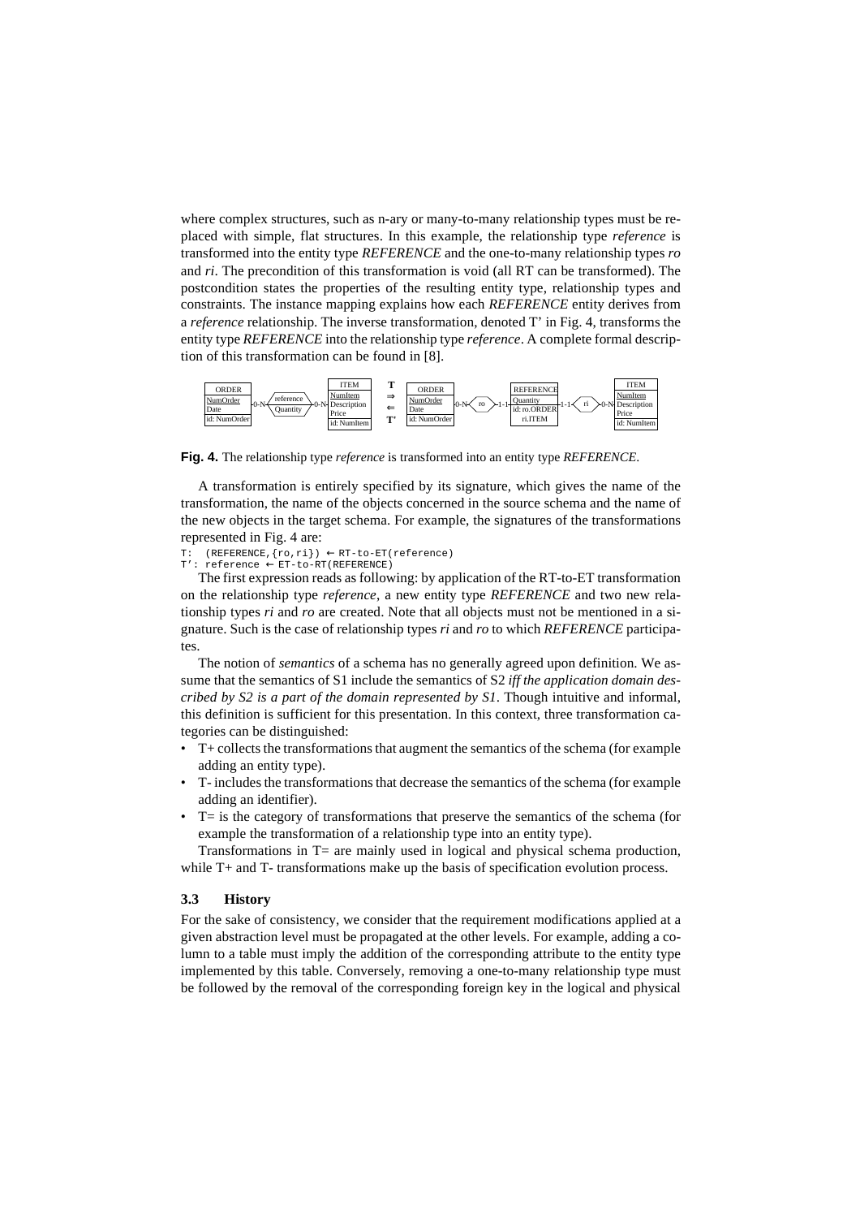where complex structures, such as n-ary or many-to-many relationship types must be replaced with simple, flat structures. In this example, the relationship type *reference* is transformed into the entity type *REFERENCE* and the one-to-many relationship types *ro* and *ri*. The precondition of this transformation is void (all RT can be transformed). The postcondition states the properties of the resulting entity type, relationship types and constraints. The instance mapping explains how each *REFERENCE* entity derives from a *reference* relationship. The inverse transformation, denoted T' in Fig. 4, transforms the entity type *REFERENCE* into the relationship type *reference*. A complete formal description of this transformation can be found in [8].

**Fig. 4.** The relationship type *reference* is transformed into an entity type *REFERENCE*.

A transformation is entirely specified by its signature, which gives the name of the transformation, the name of the objects concerned in the source schema and the name of the new objects in the target schema. For example, the signatures of the transformations represented in Fig. 4 are:

```
T:  (REFERENCE,{ro,ri}) ← RT-to-ET(reference)
T': reference ← ET-to-RT(REFERENCE)
```

The first expression reads as following: by application of the RT-to-ET transformation on the relationship type *reference*, a new entity type *REFERENCE* and two new relationship types *ri* and *ro* are created. Note that all objects must not be mentioned in a signature. Such is the case of relationship types *ri* and *ro* to which *REFERENCE* participates.

The notion of *semantics* of a schema has no generally agreed upon definition. We assume that the semantics of S1 include the semantics of S2 *iff the application domain described by S2 is a part of the domain represented by S1*. Though intuitive and informal, this definition is sufficient for this presentation. In this context, three transformation categories can be distinguished:

- T+ collects the transformations that augment the semantics of the schema (for example adding an entity type).
- T- includes the transformations that decrease the semantics of the schema (for example adding an identifier).
- T= is the category of transformations that preserve the semantics of the schema (for example the transformation of a relationship type into an entity type).

Transformations in T= are mainly used in logical and physical schema production, while T+ and T- transformations make up the basis of specification evolution process.

### 3.3 History

For the sake of consistency, we consider that the requirement modifications applied at a given abstraction level must be propagated at the other levels. For example, adding a column to a table must imply the addition of the corresponding attribute to the entity type implemented by this table. Conversely, removing a one-to-many relationship type must be followed by the removal of the corresponding foreign key in the logical and physical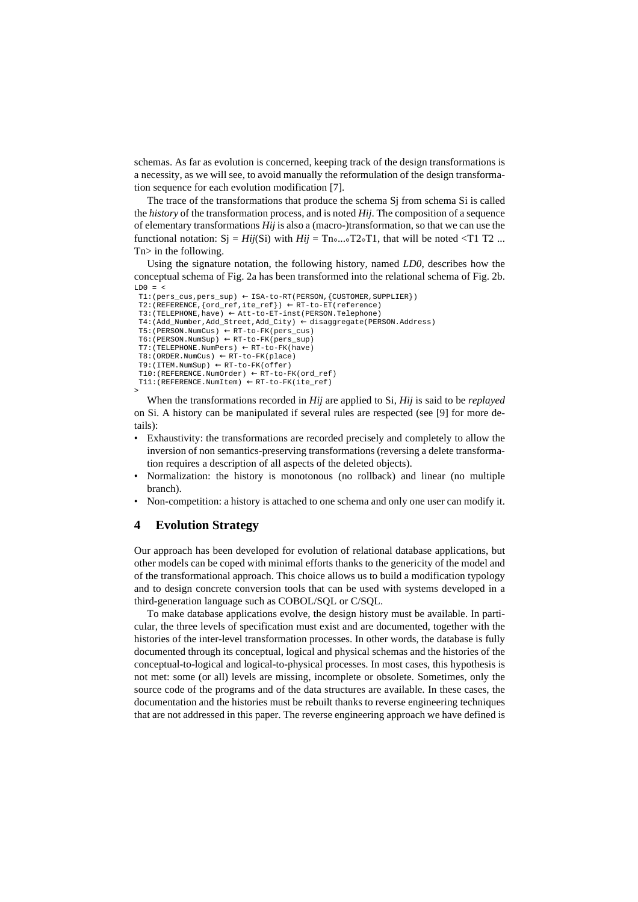schemas. As far as evolution is concerned, keeping track of the design transformations is a necessity, as we will see, to avoid manually the reformulation of the design transformation sequence for each evolution modification [7].

The trace of the transformations that produce the schema Sj from schema Si is called the *history* of the transformation process, and is noted *Hij*. The composition of a sequence of elementary transformations *Hij* is also a (macro-)transformation, so that we can use the functional notation: Sj = *Hij*(Si) with *Hij* = Tn∘...∘T2∘T1, that will be noted <T1 T2 ... Tn> in the following.

Using the signature notation, the following history, named *LD0*, describes how the conceptual schema of Fig. 2a has been transformed into the relational schema of Fig. 2b.

```
LD0 = <
 T1:(pers_cus,pers_sup) ← ISA-to-RT(PERSON,{CUSTOMER,SUPPLIER})
 T2:(REFERENCE,{ord_ref,ite_ref}) ← RT-to-ET(reference)
 T3:(TELEPHONE,have) ← Att-to-ET-inst(PERSON.Telephone)
 T4:(Add_Number,Add_Street,Add_City) ← disaggregate(PERSON.Address)
 T5:(PERSON.NumCus) ← RT-to-FK(pers_cus)
 T6:(PERSON.NumSup) ← RT-to-FK(pers_sup)
 T7:(TELEPHONE.NumPers) ← RT-to-FK(have)
 T8:(ORDER.NumCus) ← RT-to-FK(place)
 T9:(ITEM.NumSup) ← RT-to-FK(offer)
 T10:(REFERENCE.NumOrder) ← RT-to-FK(ord_ref)
 T11:(REFERENCE.NumItem) ← RT-to-FK(ite_ref)
>
```

When the transformations recorded in *Hij* are applied to Si, *Hij* is said to be *replayed* on Si. A history can be manipulated if several rules are respected (see [9] for more details):

- Exhaustivity: the transformations are recorded precisely and completely to allow the inversion of non semantics-preserving transformations (reversing a delete transformation requires a description of all aspects of the deleted objects).
- Normalization: the history is monotonous (no rollback) and linear (no multiple branch).
- Non-competition: a history is attached to one schema and only one user can modify it.

## 4 Evolution Strategy

Our approach has been developed for evolution of relational database applications, but other models can be coped with minimal efforts thanks to the genericity of the model and of the transformational approach. This choice allows us to build a modification typology and to design concrete conversion tools that can be used with systems developed in a third-generation language such as COBOL/SQL or C/SQL.

To make database applications evolve, the design history must be available. In particular, the three levels of specification must exist and are documented, together with the histories of the inter-level transformation processes. In other words, the database is fully documented through its conceptual, logical and physical schemas and the histories of the conceptual-to-logical and logical-to-physical processes. In most cases, this hypothesis is not met: some (or all) levels are missing, incomplete or obsolete. Sometimes, only the source code of the programs and of the data structures are available. In these cases, the documentation and the histories must be rebuilt thanks to reverse engineering techniques that are not addressed in this paper. The reverse engineering approach we have defined is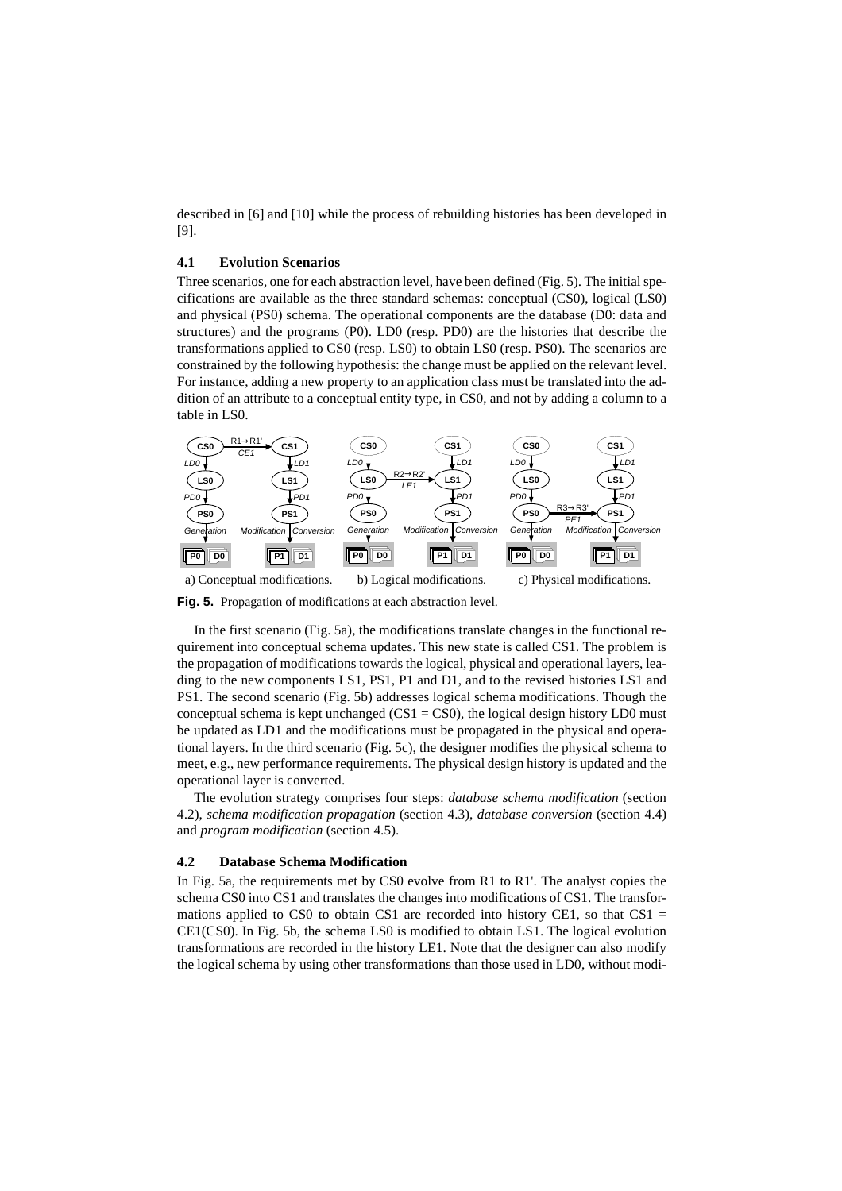described in [6] and [10] while the process of rebuilding histories has been developed in [9].

### 4.1 Evolution Scenarios

Three scenarios, one for each abstraction level, have been defined (Fig. 5). The initial specifications are available as the three standard schemas: conceptual (CS0), logical (LS0) and physical (PS0) schema. The operational components are the database (D0: data and structures) and the programs (P0). LD0 (resp. PD0) are the histories that describe the transformations applied to CS0 (resp. LS0) to obtain LS0 (resp. PS0). The scenarios are constrained by the following hypothesis: the change must be applied on the relevant level. For instance, adding a new property to an application class must be translated into the addition of an attribute to a conceptual entity type, in CS0, and not by adding a column to a table in LS0.

a) Conceptual modifications. b) Logical modifications. c) Physical modifications.

**Fig. 5.** Propagation of modifications at each abstraction level.

In the first scenario (Fig. 5a), the modifications translate changes in the functional requirement into conceptual schema updates. This new state is called CS1. The problem is the propagation of modifications towards the logical, physical and operational layers, leading to the new components LS1, PS1, P1 and D1, and to the revised histories LS1 and PS1. The second scenario (Fig. 5b) addresses logical schema modifications. Though the conceptual schema is kept unchanged (CS1 = CS0), the logical design history LD0 must be updated as LD1 and the modifications must be propagated in the physical and operational layers. In the third scenario (Fig. 5c), the designer modifies the physical schema to meet, e.g., new performance requirements. The physical design history is updated and the operational layer is converted.

The evolution strategy comprises four steps: *database schema modification* (section 4.2), *schema modification propagation* (section 4.3), *database conversion* (section 4.4) and *program modification* (section 4.5).

### 4.2 Database Schema Modification

In Fig. 5a, the requirements met by CS0 evolve from R1 to R1'. The analyst copies the schema CS0 into CS1 and translates the changes into modifications of CS1. The transformations applied to CS0 to obtain CS1 are recorded into history CE1, so that CS1 = CE1(CS0). In Fig. 5b, the schema LS0 is modified to obtain LS1. The logical evolution transformations are recorded in the history LE1. Note that the designer can also modify the logical schema by using other transformations than those used in LD0, without modi-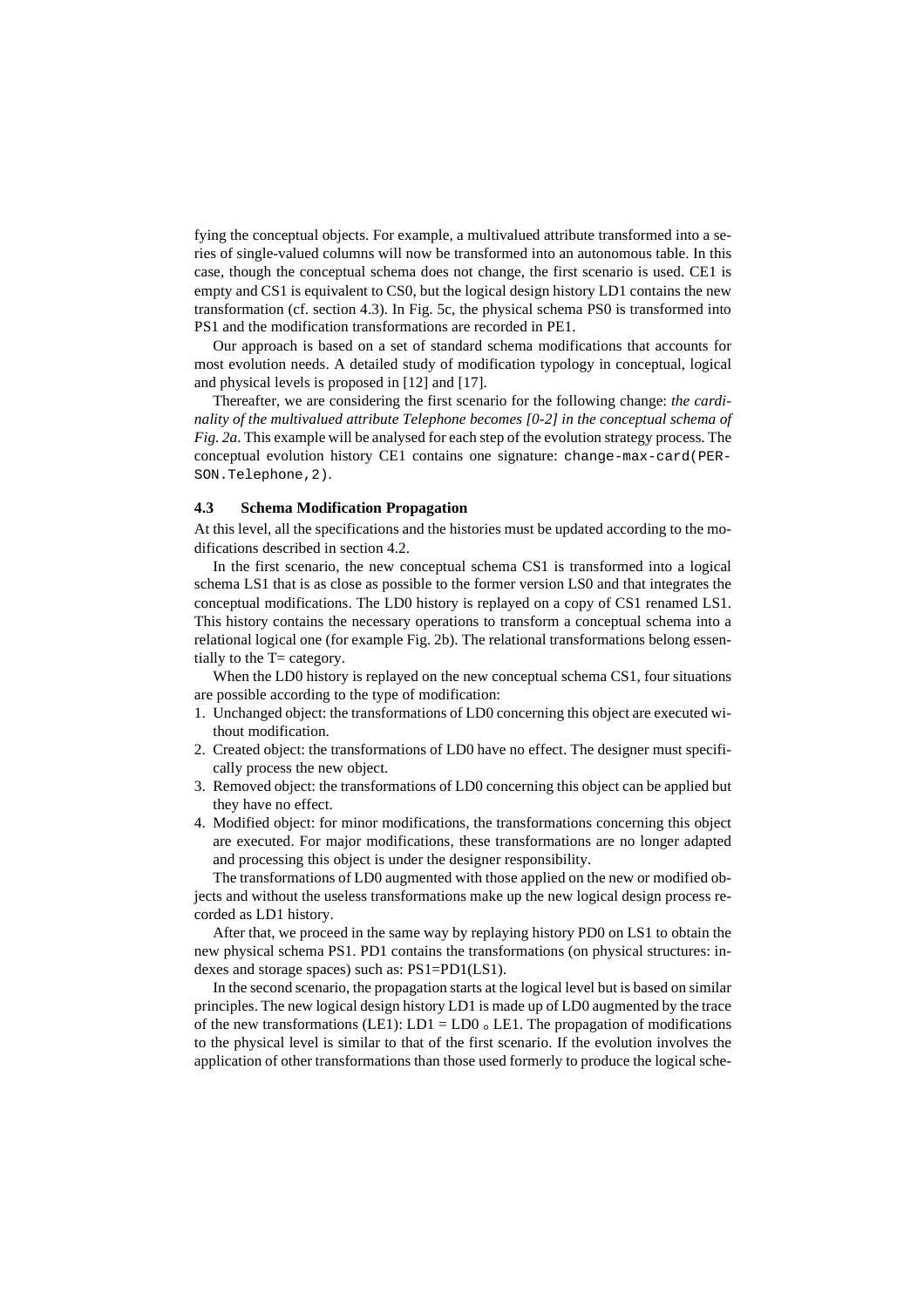fying the conceptual objects. For example, a multivalued attribute transformed into a series of single-valued columns will now be transformed into an autonomous table. In this case, though the conceptual schema does not change, the first scenario is used. CE1 is empty and CS1 is equivalent to CS0, but the logical design history LD1 contains the new transformation (cf. section 4.3). In Fig. 5c, the physical schema PS0 is transformed into PS1 and the modification transformations are recorded in PE1.

Our approach is based on a set of standard schema modifications that accounts for most evolution needs. A detailed study of modification typology in conceptual, logical and physical levels is proposed in [12] and [17].

Thereafter, we are considering the first scenario for the following change: *the cardinality of the multivalued attribute Telephone becomes [0-2] in the conceptual schema of Fig. 2a*. This example will be analysed for each step of the evolution strategy process. The conceptual evolution history CE1 contains one signature: `change-max-card(PERSON.Telephone,2)`.

### 4.3 Schema Modification Propagation

At this level, all the specifications and the histories must be updated according to the modifications described in section 4.2.

In the first scenario, the new conceptual schema CS1 is transformed into a logical schema LS1 that is as close as possible to the former version LS0 and that integrates the conceptual modifications. The LD0 history is replayed on a copy of CS1 renamed LS1. This history contains the necessary operations to transform a conceptual schema into a relational logical one (for example Fig. 2b). The relational transformations belong essentially to the T= category.

When the LD0 history is replayed on the new conceptual schema CS1, four situations are possible according to the type of modification:

1. Unchanged object: the transformations of LD0 concerning this object are executed without modification.
2. Created object: the transformations of LD0 have no effect. The designer must specifically process the new object.
3. Removed object: the transformations of LD0 concerning this object can be applied but they have no effect.
4. Modified object: for minor modifications, the transformations concerning this object are executed. For major modifications, these transformations are no longer adapted and processing this object is under the designer responsibility.

The transformations of LD0 augmented with those applied on the new or modified objects and without the useless transformations make up the new logical design process recorded as LD1 history.

After that, we proceed in the same way by replaying history PD0 on LS1 to obtain the new physical schema PS1. PD1 contains the transformations (on physical structures: indexes and storage spaces) such as: PS1=PD1(LS1).

In the second scenario, the propagation starts at the logical level but is based on similar principles. The new logical design history LD1 is made up of LD0 augmented by the trace of the new transformations (LE1): $LD1 = LD0 \circ LE1$. The propagation of modifications to the physical level is similar to that of the first scenario. If the evolution involves the application of other transformations than those used formerly to produce the logical sche-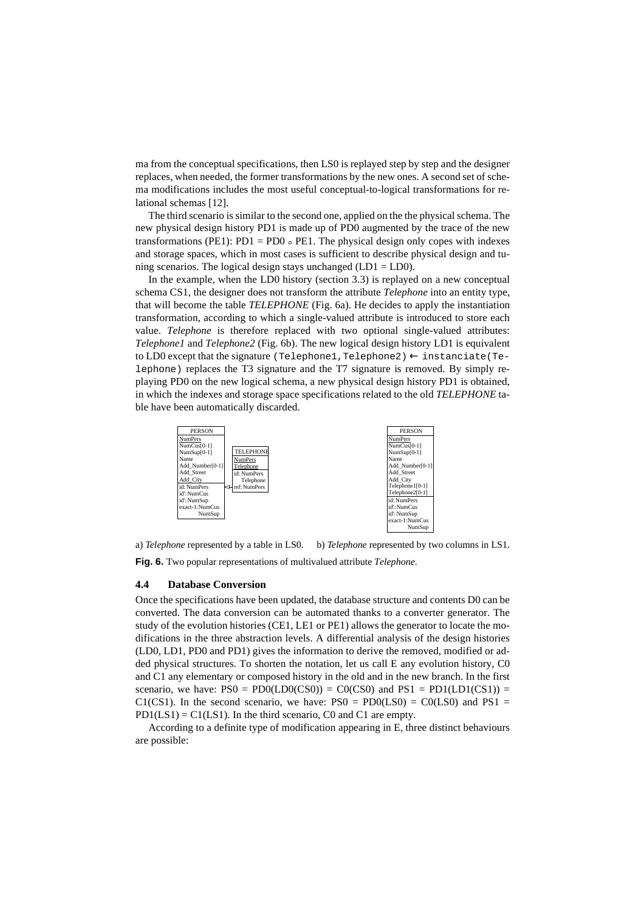ma from the conceptual specifications, then LS0 is replayed step by step and the designer replaces, when needed, the former transformations by the new ones. A second set of schema modifications includes the most useful conceptual-to-logical transformations for relational schemas [12].

The third scenario is similar to the second one, applied on the the physical schema. The new physical design history PD1 is made up of PD0 augmented by the trace of the new transformations (PE1): PD1 = PD0 ∘ PE1. The physical design only copes with indexes and storage spaces, which in most cases is sufficient to describe physical design and tuning scenarios. The logical design stays unchanged (LD1 = LD0).

In the example, when the LD0 history (section 3.3) is replayed on a new conceptual schema CS1, the designer does not transform the attribute *Telephone* into an entity type, that will become the table *TELEPHONE* (Fig. 6a). He decides to apply the instantiation transformation, according to which a single-valued attribute is introduced to store each value. *Telephone* is therefore replaced with two optional single-valued attributes: *Telephone1* and *Telephone2* (Fig. 6b). The new logical design history LD1 is equivalent to LD0 except that the signature `(Telephone1,Telephone2) ← instanciate(Telephone)` replaces the T3 signature and the T7 signature is removed. By simply replaying PD0 on the new logical schema, a new physical design history PD1 is obtained, in which the indexes and storage space specifications related to the old *TELEPHONE* table have been automatically discarded.

```
PERSON                          TELEPHONE
NumPers                         NumPers
NumCus[0-1]                     Telephone
NumSup[0-1]                     id: NumPers
Name                                Telephone
Add_Number[0-1]                 ref: NumPers
Add_Street
Add_City
id: NumPers
id': NumCus
id': NumSup
exact-1: NumCus
         NumSup
```

```
PERSON
NumPers
NumCus[0-1]
NumSup[0-1]
Name
Add_Number[0-1]
Add_Street
Add_City
Telephone1[0-1]
Telephone2[0-1]
id: NumPers
id': NumCus
id': NumSup
exact-1: NumCus
         NumSup
```

a) *Telephone* represented by a table in LS0. b) *Telephone* represented by two columns in LS1.

**Fig. 6.** Two popular representations of multivalued attribute *Telephone*.

### 4.4 Database Conversion

Once the specifications have been updated, the database structure and contents D0 can be converted. The data conversion can be automated thanks to a converter generator. The study of the evolution histories (CE1, LE1 or PE1) allows the generator to locate the modifications in the three abstraction levels. A differential analysis of the design histories (LD0, LD1, PD0 and PD1) gives the information to derive the removed, modified or added physical structures. To shorten the notation, let us call E any evolution history, C0 and C1 any elementary or composed history in the old and in the new branch. In the first scenario, we have: PS0 = PD0(LD0(CS0)) = C0(CS0) and PS1 = PD1(LD1(CS1)) = C1(CS1). In the second scenario, we have: PS0 = PD0(LS0) = C0(LS0) and PS1 = PD1(LS1) = C1(LS1). In the third scenario, C0 and C1 are empty.

According to a definite type of modification appearing in E, three distinct behaviours are possible: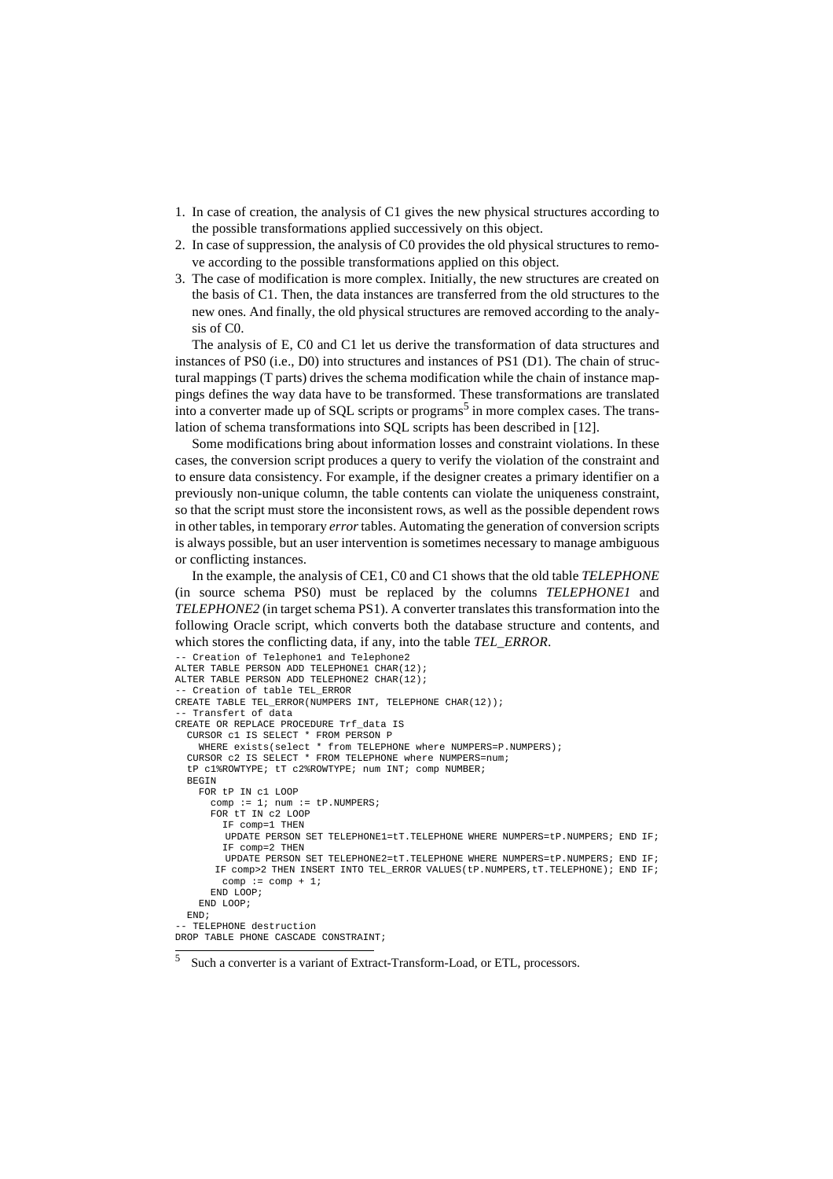1. In case of creation, the analysis of C1 gives the new physical structures according to the possible transformations applied successively on this object.
2. In case of suppression, the analysis of C0 provides the old physical structures to remove according to the possible transformations applied on this object.
3. The case of modification is more complex. Initially, the new structures are created on the basis of C1. Then, the data instances are transferred from the old structures to the new ones. And finally, the old physical structures are removed according to the analysis of C0.

The analysis of E, C0 and C1 let us derive the transformation of data structures and instances of PS0 (i.e., D0) into structures and instances of PS1 (D1). The chain of structural mappings (T parts) drives the schema modification while the chain of instance mappings defines the way data have to be transformed. These transformations are translated into a converter made up of SQL scripts or programs[5] in more complex cases. The translation of schema transformations into SQL scripts has been described in [12].

Some modifications bring about information losses and constraint violations. In these cases, the conversion script produces a query to verify the violation of the constraint and to ensure data consistency. For example, if the designer creates a primary identifier on a previously non-unique column, the table contents can violate the uniqueness constraint, so that the script must store the inconsistent rows, as well as the possible dependent rows in other tables, in temporary *error* tables. Automating the generation of conversion scripts is always possible, but an user intervention is sometimes necessary to manage ambiguous or conflicting instances.

In the example, the analysis of CE1, C0 and C1 shows that the old table *TELEPHONE* (in source schema PS0) must be replaced by the columns *TELEPHONE1* and *TELEPHONE2* (in target schema PS1). A converter translates this transformation into the following Oracle script, which converts both the database structure and contents, and which stores the conflicting data, if any, into the table *TEL_ERROR*.

```
-- Creation of Telephone1 and Telephone2
ALTER TABLE PERSON ADD TELEPHONE1 CHAR(12);
ALTER TABLE PERSON ADD TELEPHONE2 CHAR(12);
-- Creation of table TEL_ERROR
CREATE TABLE TEL_ERROR(NUMPERS INT, TELEPHONE CHAR(12));
-- Transfert of data
CREATE OR REPLACE PROCEDURE Trf_data IS
  CURSOR c1 IS SELECT * FROM PERSON P
    WHERE exists(select * from TELEPHONE where NUMPERS=P.NUMPERS);
  CURSOR c2 IS SELECT * FROM TELEPHONE where NUMPERS=num;
  tP c1%ROWTYPE; tT c2%ROWTYPE; num INT; comp NUMBER;
  BEGIN
    FOR tP IN c1 LOOP
      comp := 1; num := tP.NUMPERS;
      FOR tT IN c2 LOOP
        IF comp=1 THEN
         UPDATE PERSON SET TELEPHONE1=tT.TELEPHONE WHERE NUMPERS=tP.NUMPERS; END IF;
        IF comp=2 THEN
         UPDATE PERSON SET TELEPHONE2=tT.TELEPHONE WHERE NUMPERS=tP.NUMPERS; END IF;
       IF comp>2 THEN INSERT INTO TEL_ERROR VALUES(tP.NUMPERS,tT.TELEPHONE); END IF;
        comp := comp + 1;
      END LOOP;
    END LOOP;
  END;
-- TELEPHONE destruction
DROP TABLE PHONE CASCADE CONSTRAINT;
```

---

[5] Such a converter is a variant of Extract-Transform-Load, or ETL, processors.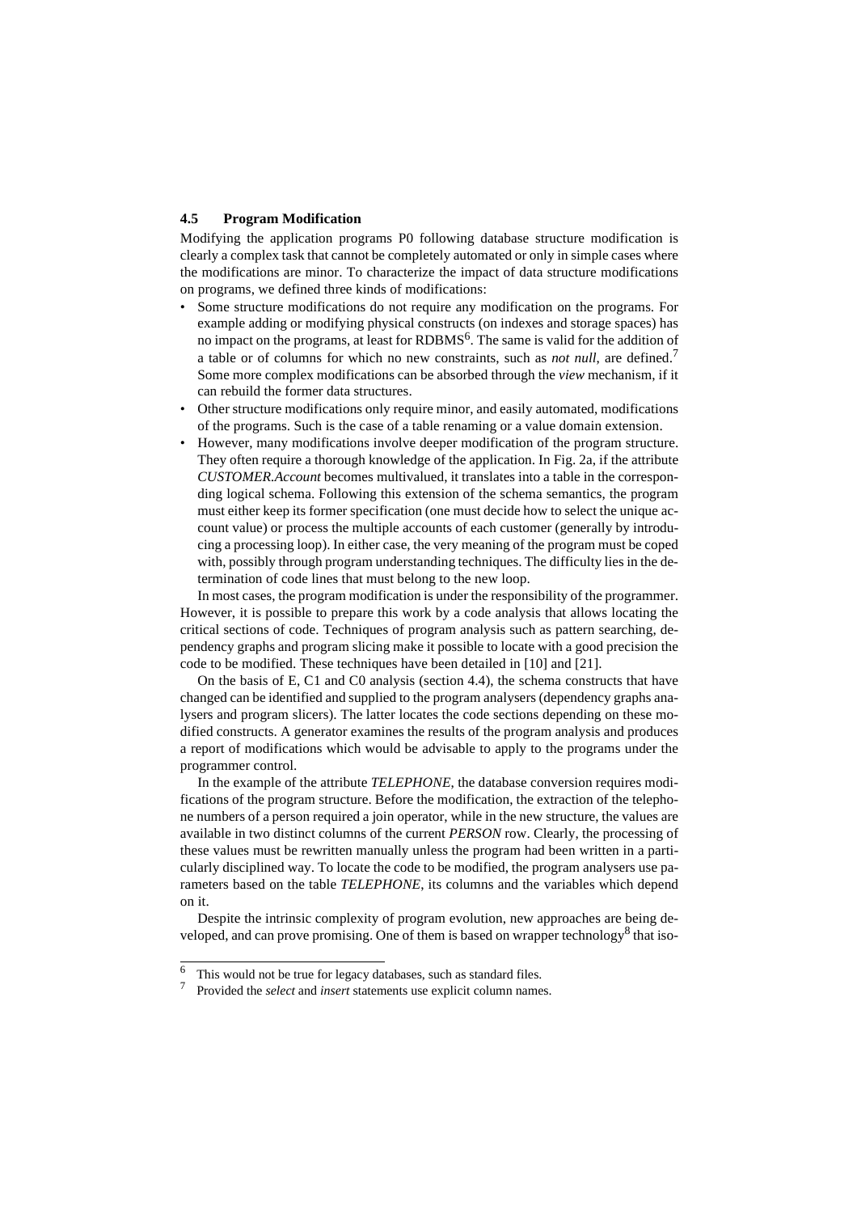### 4.5 Program Modification

Modifying the application programs P0 following database structure modification is clearly a complex task that cannot be completely automated or only in simple cases where the modifications are minor. To characterize the impact of data structure modifications on programs, we defined three kinds of modifications:

- Some structure modifications do not require any modification on the programs. For example adding or modifying physical constructs (on indexes and storage spaces) has no impact on the programs, at least for RDBMS[6]. The same is valid for the addition of a table or of columns for which no new constraints, such as *not null*, are defined.[7] Some more complex modifications can be absorbed through the *view* mechanism, if it can rebuild the former data structures.
- Other structure modifications only require minor, and easily automated, modifications of the programs. Such is the case of a table renaming or a value domain extension.
- However, many modifications involve deeper modification of the program structure. They often require a thorough knowledge of the application. In Fig. 2a, if the attribute *CUSTOMER.Account* becomes multivalued, it translates into a table in the corresponding logical schema. Following this extension of the schema semantics, the program must either keep its former specification (one must decide how to select the unique account value) or process the multiple accounts of each customer (generally by introducing a processing loop). In either case, the very meaning of the program must be coped with, possibly through program understanding techniques. The difficulty lies in the determination of code lines that must belong to the new loop.

In most cases, the program modification is under the responsibility of the programmer. However, it is possible to prepare this work by a code analysis that allows locating the critical sections of code. Techniques of program analysis such as pattern searching, dependency graphs and program slicing make it possible to locate with a good precision the code to be modified. These techniques have been detailed in [10] and [21].

On the basis of E, C1 and C0 analysis (section 4.4), the schema constructs that have changed can be identified and supplied to the program analysers (dependency graphs analysers and program slicers). The latter locates the code sections depending on these modified constructs. A generator examines the results of the program analysis and produces a report of modifications which would be advisable to apply to the programs under the programmer control.

In the example of the attribute *TELEPHONE*, the database conversion requires modifications of the program structure. Before the modification, the extraction of the telephone numbers of a person required a join operator, while in the new structure, the values are available in two distinct columns of the current *PERSON* row. Clearly, the processing of these values must be rewritten manually unless the program had been written in a particularly disciplined way. To locate the code to be modified, the program analysers use parameters based on the table *TELEPHONE*, its columns and the variables which depend on it.

Despite the intrinsic complexity of program evolution, new approaches are being developed, and can prove promising. One of them is based on wrapper technology[8] that iso-

---

[6] This would not be true for legacy databases, such as standard files.

[7] Provided the *select* and *insert* statements use explicit column names.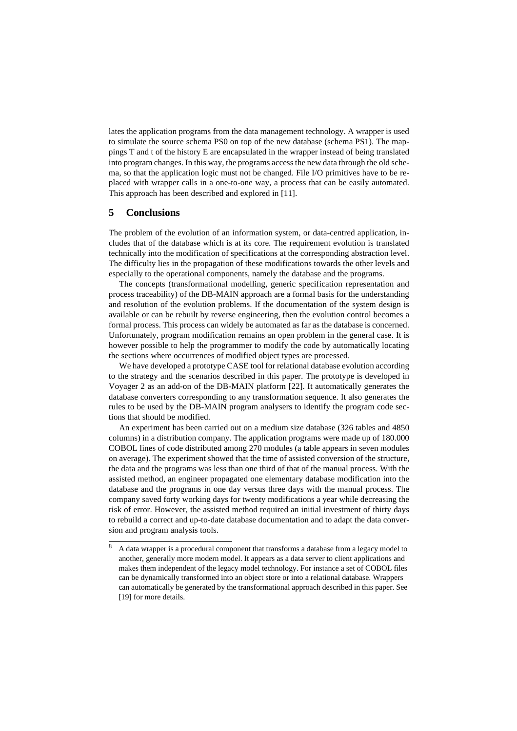lates the application programs from the data management technology. A wrapper is used to simulate the source schema PS0 on top of the new database (schema PS1). The mappings T and t of the history E are encapsulated in the wrapper instead of being translated into program changes. In this way, the programs access the new data through the old schema, so that the application logic must not be changed. File I/O primitives have to be replaced with wrapper calls in a one-to-one way, a process that can be easily automated. This approach has been described and explored in [11].

## 5 Conclusions

The problem of the evolution of an information system, or data-centred application, includes that of the database which is at its core. The requirement evolution is translated technically into the modification of specifications at the corresponding abstraction level. The difficulty lies in the propagation of these modifications towards the other levels and especially to the operational components, namely the database and the programs.

The concepts (transformational modelling, generic specification representation and process traceability) of the DB-MAIN approach are a formal basis for the understanding and resolution of the evolution problems. If the documentation of the system design is available or can be rebuilt by reverse engineering, then the evolution control becomes a formal process. This process can widely be automated as far as the database is concerned. Unfortunately, program modification remains an open problem in the general case. It is however possible to help the programmer to modify the code by automatically locating the sections where occurrences of modified object types are processed.

We have developed a prototype CASE tool for relational database evolution according to the strategy and the scenarios described in this paper. The prototype is developed in Voyager 2 as an add-on of the DB-MAIN platform [22]. It automatically generates the database converters corresponding to any transformation sequence. It also generates the rules to be used by the DB-MAIN program analysers to identify the program code sections that should be modified.

An experiment has been carried out on a medium size database (326 tables and 4850 columns) in a distribution company. The application programs were made up of 180.000 COBOL lines of code distributed among 270 modules (a table appears in seven modules on average). The experiment showed that the time of assisted conversion of the structure, the data and the programs was less than one third of that of the manual process. With the assisted method, an engineer propagated one elementary database modification into the database and the programs in one day versus three days with the manual process. The company saved forty working days for twenty modifications a year while decreasing the risk of error. However, the assisted method required an initial investment of thirty days to rebuild a correct and up-to-date database documentation and to adapt the data conversion and program analysis tools.

[8] A data wrapper is a procedural component that transforms a database from a legacy model to another, generally more modern model. It appears as a data server to client applications and makes them independent of the legacy model technology. For instance a set of COBOL files can be dynamically transformed into an object store or into a relational database. Wrappers can automatically be generated by the transformational approach described in this paper. See [19] for more details.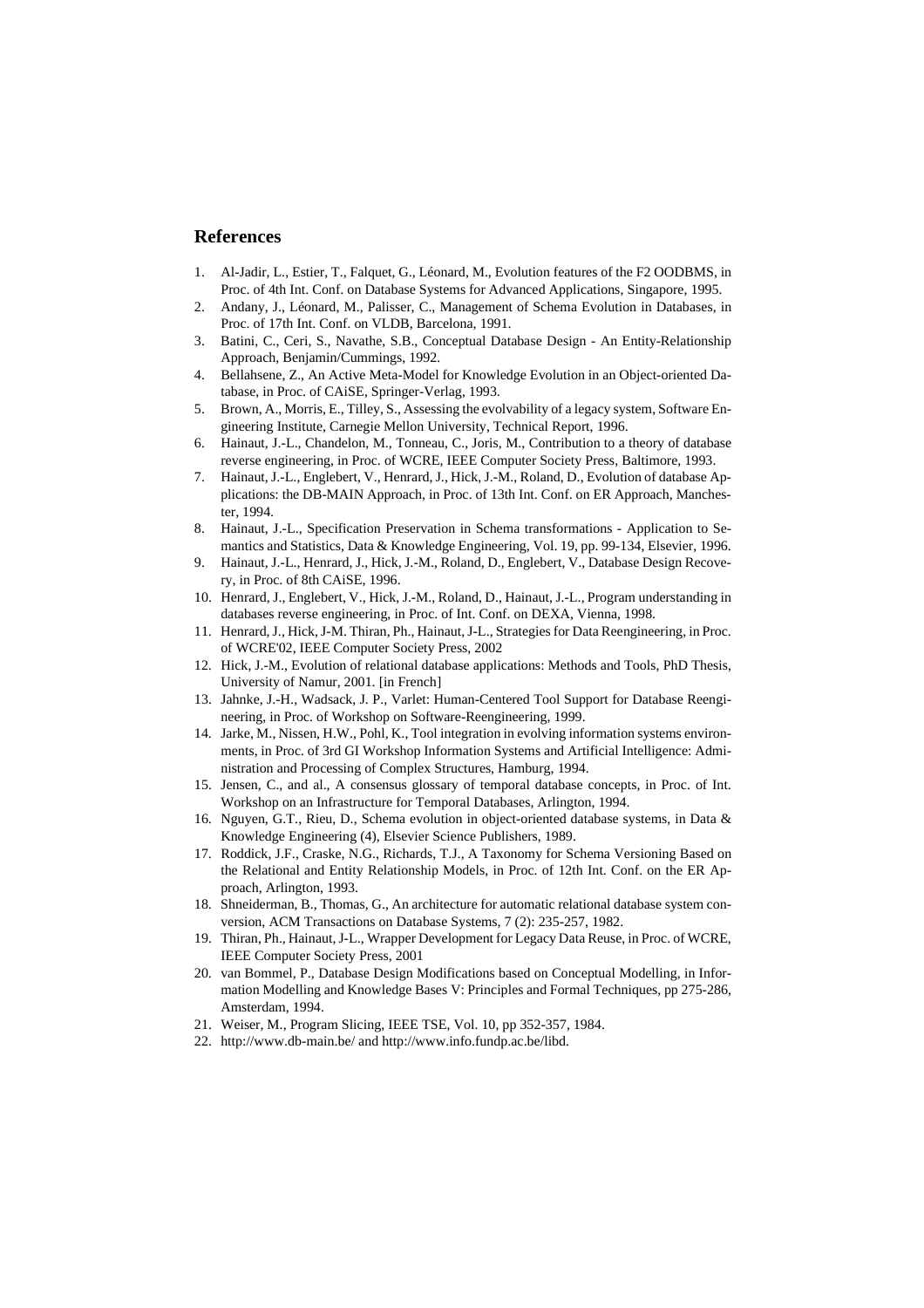## References

1. Al-Jadir, L., Estier, T., Falquet, G., Léonard, M., Evolution features of the F2 OODBMS, in Proc. of 4th Int. Conf. on Database Systems for Advanced Applications, Singapore, 1995.
2. Andany, J., Léonard, M., Palisser, C., Management of Schema Evolution in Databases, in Proc. of 17th Int. Conf. on VLDB, Barcelona, 1991.
3. Batini, C., Ceri, S., Navathe, S.B., Conceptual Database Design - An Entity-Relationship Approach, Benjamin/Cummings, 1992.
4. Bellahsene, Z., An Active Meta-Model for Knowledge Evolution in an Object-oriented Database, in Proc. of CAiSE, Springer-Verlag, 1993.
5. Brown, A., Morris, E., Tilley, S., Assessing the evolvability of a legacy system, Software Engineering Institute, Carnegie Mellon University, Technical Report, 1996.
6. Hainaut, J.-L., Chandelon, M., Tonneau, C., Joris, M., Contribution to a theory of database reverse engineering, in Proc. of WCRE, IEEE Computer Society Press, Baltimore, 1993.
7. Hainaut, J.-L., Englebert, V., Henrard, J., Hick, J.-M., Roland, D., Evolution of database Applications: the DB-MAIN Approach, in Proc. of 13th Int. Conf. on ER Approach, Manchester, 1994.
8. Hainaut, J.-L., Specification Preservation in Schema transformations - Application to Semantics and Statistics, Data & Knowledge Engineering, Vol. 19, pp. 99-134, Elsevier, 1996.
9. Hainaut, J.-L., Henrard, J., Hick, J.-M., Roland, D., Englebert, V., Database Design Recovery, in Proc. of 8th CAiSE, 1996.
10. Henrard, J., Englebert, V., Hick, J.-M., Roland, D., Hainaut, J.-L., Program understanding in databases reverse engineering, in Proc. of Int. Conf. on DEXA, Vienna, 1998.
11. Henrard, J., Hick, J-M. Thiran, Ph., Hainaut, J-L., Strategies for Data Reengineering, in Proc. of WCRE'02, IEEE Computer Society Press, 2002
12. Hick, J.-M., Evolution of relational database applications: Methods and Tools, PhD Thesis, University of Namur, 2001. [in French]
13. Jahnke, J.-H., Wadsack, J. P., Varlet: Human-Centered Tool Support for Database Reengineering, in Proc. of Workshop on Software-Reengineering, 1999.
14. Jarke, M., Nissen, H.W., Pohl, K., Tool integration in evolving information systems environments, in Proc. of 3rd GI Workshop Information Systems and Artificial Intelligence: Administration and Processing of Complex Structures, Hamburg, 1994.
15. Jensen, C., and al., A consensus glossary of temporal database concepts, in Proc. of Int. Workshop on an Infrastructure for Temporal Databases, Arlington, 1994.
16. Nguyen, G.T., Rieu, D., Schema evolution in object-oriented database systems, in Data & Knowledge Engineering (4), Elsevier Science Publishers, 1989.
17. Roddick, J.F., Craske, N.G., Richards, T.J., A Taxonomy for Schema Versioning Based on the Relational and Entity Relationship Models, in Proc. of 12th Int. Conf. on the ER Approach, Arlington, 1993.
18. Shneiderman, B., Thomas, G., An architecture for automatic relational database system conversion, ACM Transactions on Database Systems, 7 (2): 235-257, 1982.
19. Thiran, Ph., Hainaut, J-L., Wrapper Development for Legacy Data Reuse, in Proc. of WCRE, IEEE Computer Society Press, 2001
20. van Bommel, P., Database Design Modifications based on Conceptual Modelling, in Information Modelling and Knowledge Bases V: Principles and Formal Techniques, pp 275-286, Amsterdam, 1994.
21. Weiser, M., Program Slicing, IEEE TSE, Vol. 10, pp 352-357, 1984.
22. http://www.db-main.be/ and http://www.info.fundp.ac.be/libd.